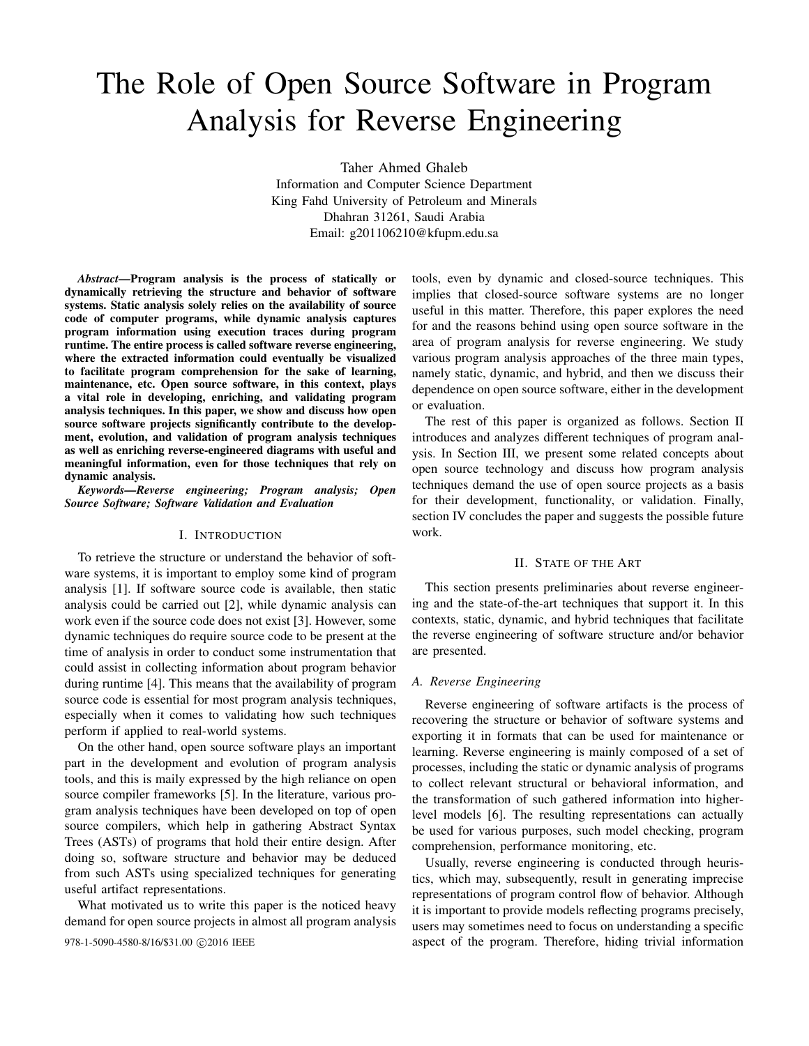# The Role of Open Source Software in Program Analysis for Reverse Engineering

Taher Ahmed Ghaleb
Information and Computer Science Department
King Fahd University of Petroleum and Minerals
Dhahran 31261, Saudi Arabia
Email: g201106210@kfupm.edu.sa

***Abstract*—Program analysis is the process of statically or dynamically retrieving the structure and behavior of software systems. Static analysis solely relies on the availability of source code of computer programs, while dynamic analysis captures program information using execution traces during program runtime. The entire process is called software reverse engineering, where the extracted information could eventually be visualized to facilitate program comprehension for the sake of learning, maintenance, etc. Open source software, in this context, plays a vital role in developing, enriching, and validating program analysis techniques. In this paper, we show and discuss how open source software projects significantly contribute to the development, evolution, and validation of program analysis techniques as well as enriching reverse-engineered diagrams with useful and meaningful information, even for those techniques that rely on dynamic analysis.**

***Keywords*—Reverse engineering; Program analysis; Open Source Software; Software Validation and Evaluation**

## I. Introduction

To retrieve the structure or understand the behavior of software systems, it is important to employ some kind of program analysis [1]. If software source code is available, then static analysis could be carried out [2], while dynamic analysis can work even if the source code does not exist [3]. However, some dynamic techniques do require source code to be present at the time of analysis in order to conduct some instrumentation that could assist in collecting information about program behavior during runtime [4]. This means that the availability of program source code is essential for most program analysis techniques, especially when it comes to validating how such techniques perform if applied to real-world systems.

On the other hand, open source software plays an important part in the development and evolution of program analysis tools, and this is maily expressed by the high reliance on open source compiler frameworks [5]. In the literature, various program analysis techniques have been developed on top of open source compilers, which help in gathering Abstract Syntax Trees (ASTs) of programs that hold their entire design. After doing so, software structure and behavior may be deduced from such ASTs using specialized techniques for generating useful artifact representations.

What motivated us to write this paper is the noticed heavy demand for open source projects in almost all program analysis tools, even by dynamic and closed-source techniques. This implies that closed-source software systems are no longer useful in this matter. Therefore, this paper explores the need for and the reasons behind using open source software in the area of program analysis for reverse engineering. We study various program analysis approaches of the three main types, namely static, dynamic, and hybrid, and then we discuss their dependence on open source software, either in the development or evaluation.

The rest of this paper is organized as follows. Section II introduces and analyzes different techniques of program analysis. In Section III, we present some related concepts about open source technology and discuss how program analysis techniques demand the use of open source projects as a basis for their development, functionality, or validation. Finally, section IV concludes the paper and suggests the possible future work.

978-1-5090-4580-8/16/$31.00 ©2016 IEEE

## II. State of the Art

This section presents preliminaries about reverse engineering and the state-of-the-art techniques that support it. In this contexts, static, dynamic, and hybrid techniques that facilitate the reverse engineering of software structure and/or behavior are presented.

### *A. Reverse Engineering*

Reverse engineering of software artifacts is the process of recovering the structure or behavior of software systems and exporting it in formats that can be used for maintenance or learning. Reverse engineering is mainly composed of a set of processes, including the static or dynamic analysis of programs to collect relevant structural or behavioral information, and the transformation of such gathered information into higher-level models [6]. The resulting representations can actually be used for various purposes, such model checking, program comprehension, performance monitoring, etc.

Usually, reverse engineering is conducted through heuristics, which may, subsequently, result in generating imprecise representations of program control flow of behavior. Although it is important to provide models reflecting programs precisely, users may sometimes need to focus on understanding a specific aspect of the program. Therefore, hiding trivial information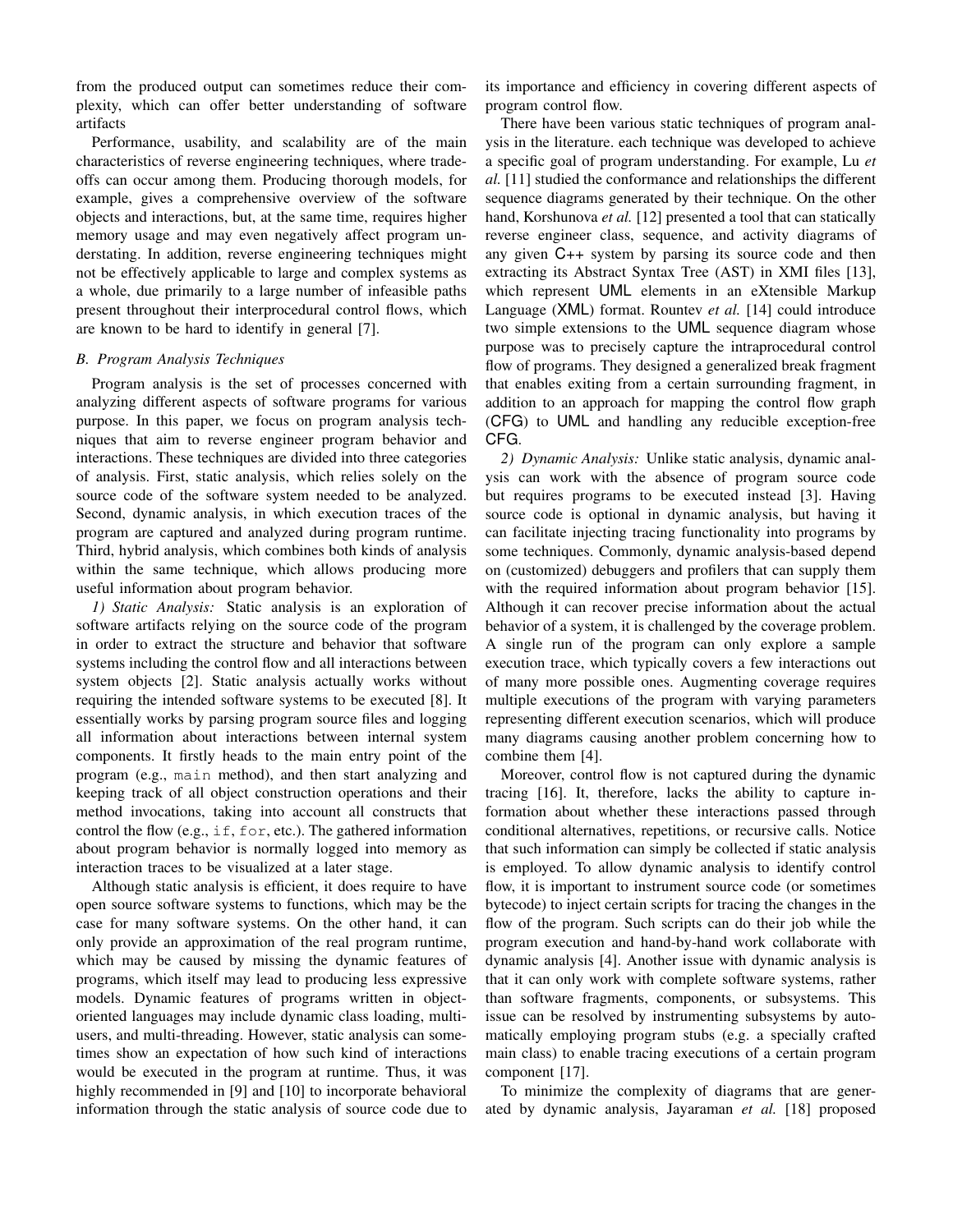from the produced output can sometimes reduce their complexity, which can offer better understanding of software artifacts

Performance, usability, and scalability are of the main characteristics of reverse engineering techniques, where tradeoffs can occur among them. Producing thorough models, for example, gives a comprehensive overview of the software objects and interactions, but, at the same time, requires higher memory usage and may even negatively affect program understating. In addition, reverse engineering techniques might not be effectively applicable to large and complex systems as a whole, due primarily to a large number of infeasible paths present throughout their interprocedural control flows, which are known to be hard to identify in general [7].

### B. Program Analysis Techniques

Program analysis is the set of processes concerned with analyzing different aspects of software programs for various purpose. In this paper, we focus on program analysis techniques that aim to reverse engineer program behavior and interactions. These techniques are divided into three categories of analysis. First, static analysis, which relies solely on the source code of the software system needed to be analyzed. Second, dynamic analysis, in which execution traces of the program are captured and analyzed during program runtime. Third, hybrid analysis, which combines both kinds of analysis within the same technique, which allows producing more useful information about program behavior.

*1) Static Analysis:* Static analysis is an exploration of software artifacts relying on the source code of the program in order to extract the structure and behavior that software systems including the control flow and all interactions between system objects [2]. Static analysis actually works without requiring the intended software systems to be executed [8]. It essentially works by parsing program source files and logging all information about interactions between internal system components. It firstly heads to the main entry point of the program (e.g., `main` method), and then start analyzing and keeping track of all object construction operations and their method invocations, taking into account all constructs that control the flow (e.g., `if`, `for`, etc.). The gathered information about program behavior is normally logged into memory as interaction traces to be visualized at a later stage.

Although static analysis is efficient, it does require to have open source software systems to functions, which may be the case for many software systems. On the other hand, it can only provide an approximation of the real program runtime, which may be caused by missing the dynamic features of programs, which itself may lead to producing less expressive models. Dynamic features of programs written in object-oriented languages may include dynamic class loading, multi-users, and multi-threading. However, static analysis can sometimes show an expectation of how such kind of interactions would be executed in the program at runtime. Thus, it was highly recommended in [9] and [10] to incorporate behavioral information through the static analysis of source code due to its importance and efficiency in covering different aspects of program control flow.

There have been various static techniques of program analysis in the literature. each technique was developed to achieve a specific goal of program understanding. For example, Lu *et al.* [11] studied the conformance and relationships the different sequence diagrams generated by their technique. On the other hand, Korshunova *et al.* [12] presented a tool that can statically reverse engineer class, sequence, and activity diagrams of any given C++ system by parsing its source code and then extracting its Abstract Syntax Tree (AST) in XMI files [13], which represent UML elements in an eXtensible Markup Language (XML) format. Rountev *et al.* [14] could introduce two simple extensions to the UML sequence diagram whose purpose was to precisely capture the intraprocedural control flow of programs. They designed a generalized break fragment that enables exiting from a certain surrounding fragment, in addition to an approach for mapping the control flow graph (CFG) to UML and handling any reducible exception-free CFG.

*2) Dynamic Analysis:* Unlike static analysis, dynamic analysis can work with the absence of program source code but requires programs to be executed instead [3]. Having source code is optional in dynamic analysis, but having it can facilitate injecting tracing functionality into programs by some techniques. Commonly, dynamic analysis-based depend on (customized) debuggers and profilers that can supply them with the required information about program behavior [15]. Although it can recover precise information about the actual behavior of a system, it is challenged by the coverage problem. A single run of the program can only explore a sample execution trace, which typically covers a few interactions out of many more possible ones. Augmenting coverage requires multiple executions of the program with varying parameters representing different execution scenarios, which will produce many diagrams causing another problem concerning how to combine them [4].

Moreover, control flow is not captured during the dynamic tracing [16]. It, therefore, lacks the ability to capture information about whether these interactions passed through conditional alternatives, repetitions, or recursive calls. Notice that such information can simply be collected if static analysis is employed. To allow dynamic analysis to identify control flow, it is important to instrument source code (or sometimes bytecode) to inject certain scripts for tracing the changes in the flow of the program. Such scripts can do their job while the program execution and hand-by-hand work collaborate with dynamic analysis [4]. Another issue with dynamic analysis is that it can only work with complete software systems, rather than software fragments, components, or subsystems. This issue can be resolved by instrumenting subsystems by automatically employing program stubs (e.g. a specially crafted main class) to enable tracing executions of a certain program component [17].

To minimize the complexity of diagrams that are generated by dynamic analysis, Jayaraman *et al.* [18] proposed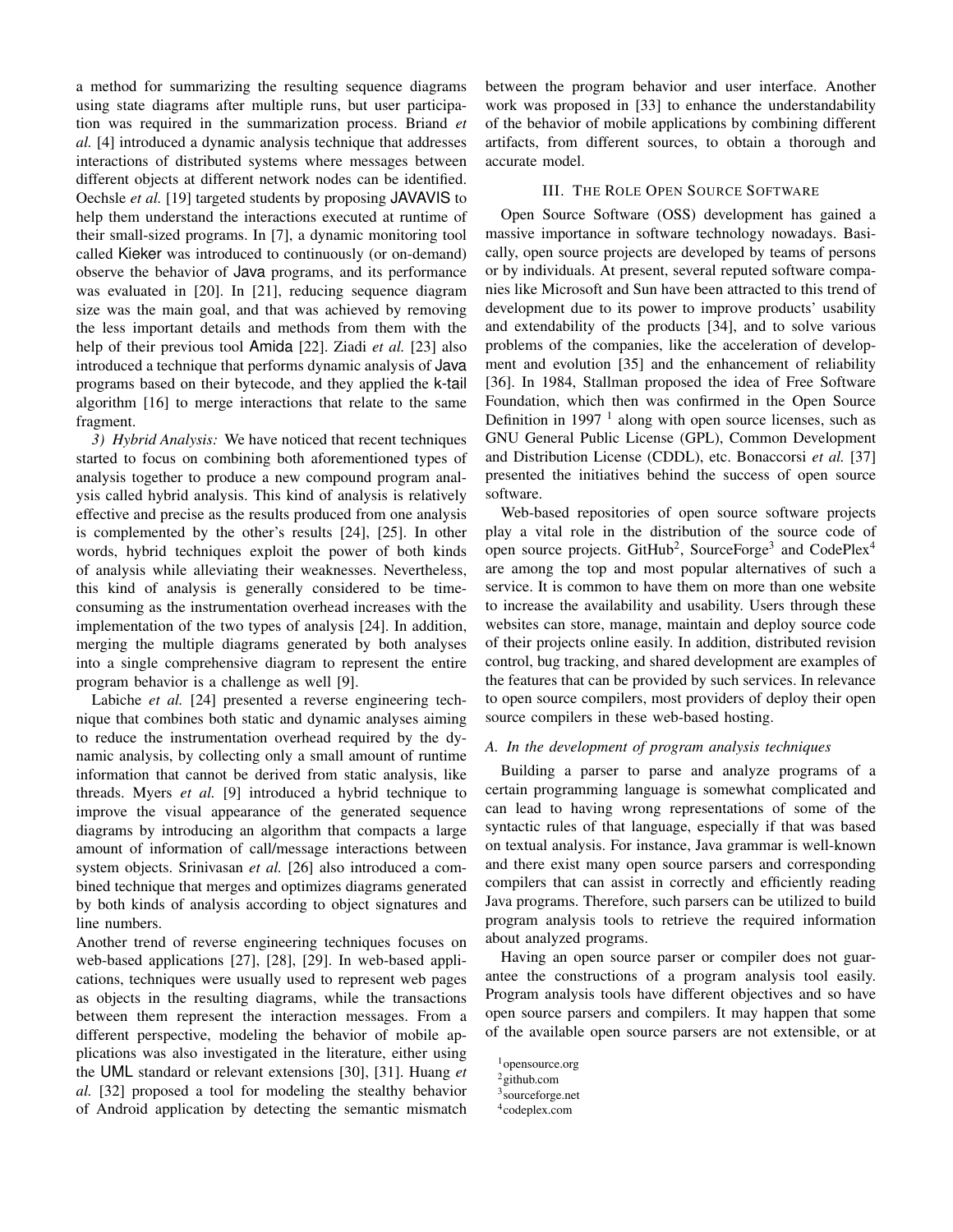a method for summarizing the resulting sequence diagrams using state diagrams after multiple runs, but user participation was required in the summarization process. Briand *et al.* [4] introduced a dynamic analysis technique that addresses interactions of distributed systems where messages between different objects at different network nodes can be identified. Oechsle *et al.* [19] targeted students by proposing JAVAVIS to help them understand the interactions executed at runtime of their small-sized programs. In [7], a dynamic monitoring tool called Kieker was introduced to continuously (or on-demand) observe the behavior of Java programs, and its performance was evaluated in [20]. In [21], reducing sequence diagram size was the main goal, and that was achieved by removing the less important details and methods from them with the help of their previous tool Amida [22]. Ziadi *et al.* [23] also introduced a technique that performs dynamic analysis of Java programs based on their bytecode, and they applied the k-tail algorithm [16] to merge interactions that relate to the same fragment.

*3) Hybrid Analysis:* We have noticed that recent techniques started to focus on combining both aforementioned types of analysis together to produce a new compound program analysis called hybrid analysis. This kind of analysis is relatively effective and precise as the results produced from one analysis is complemented by the other's results [24], [25]. In other words, hybrid techniques exploit the power of both kinds of analysis while alleviating their weaknesses. Nevertheless, this kind of analysis is generally considered to be time-consuming as the instrumentation overhead increases with the implementation of the two types of analysis [24]. In addition, merging the multiple diagrams generated by both analyses into a single comprehensive diagram to represent the entire program behavior is a challenge as well [9].

Labiche *et al.* [24] presented a reverse engineering technique that combines both static and dynamic analyses aiming to reduce the instrumentation overhead required by the dynamic analysis, by collecting only a small amount of runtime information that cannot be derived from static analysis, like threads. Myers *et al.* [9] introduced a hybrid technique to improve the visual appearance of the generated sequence diagrams by introducing an algorithm that compacts a large amount of information of call/message interactions between system objects. Srinivasan *et al.* [26] also introduced a combined technique that merges and optimizes diagrams generated by both kinds of analysis according to object signatures and line numbers.

Another trend of reverse engineering techniques focuses on web-based applications [27], [28], [29]. In web-based applications, techniques were usually used to represent web pages as objects in the resulting diagrams, while the transactions between them represent the interaction messages. From a different perspective, modeling the behavior of mobile applications was also investigated in the literature, either using the UML standard or relevant extensions [30], [31]. Huang *et al.* [32] proposed a tool for modeling the stealthy behavior of Android application by detecting the semantic mismatch between the program behavior and user interface. Another work was proposed in [33] to enhance the understandability of the behavior of mobile applications by combining different artifacts, from different sources, to obtain a thorough and accurate model.

## III. The Role Open Source Software

Open Source Software (OSS) development has gained a massive importance in software technology nowadays. Basically, open source projects are developed by teams of persons or by individuals. At present, several reputed software companies like Microsoft and Sun have been attracted to this trend of development due to its power to improve products' usability and extendability of the products [34], and to solve various problems of the companies, like the acceleration of development and evolution [35] and the enhancement of reliability [36]. In 1984, Stallman proposed the idea of Free Software Foundation, which then was confirmed in the Open Source Definition in 1997 [1] along with open source licenses, such as GNU General Public License (GPL), Common Development and Distribution License (CDDL), etc. Bonaccorsi *et al.* [37] presented the initiatives behind the success of open source software.

Web-based repositories of open source software projects play a vital role in the distribution of the source code of open source projects. GitHub[2], SourceForge[3] and CodePlex[4] are among the top and most popular alternatives of such a service. It is common to have them on more than one website to increase the availability and usability. Users through these websites can store, manage, maintain and deploy source code of their projects online easily. In addition, distributed revision control, bug tracking, and shared development are examples of the features that can be provided by such services. In relevance to open source compilers, most providers of deploy their open source compilers in these web-based hosting.

### A. In the development of program analysis techniques

Building a parser to parse and analyze programs of a certain programming language is somewhat complicated and can lead to having wrong representations of some of the syntactic rules of that language, especially if that was based on textual analysis. For instance, Java grammar is well-known and there exist many open source parsers and corresponding compilers that can assist in correctly and efficiently reading Java programs. Therefore, such parsers can be utilized to build program analysis tools to retrieve the required information about analyzed programs.

Having an open source parser or compiler does not guarantee the constructions of a program analysis tool easily. Program analysis tools have different objectives and so have open source parsers and compilers. It may happen that some of the available open source parsers are not extensible, or at

[1] opensource.org

[2] github.com

[3] sourceforge.net

[4] codeplex.com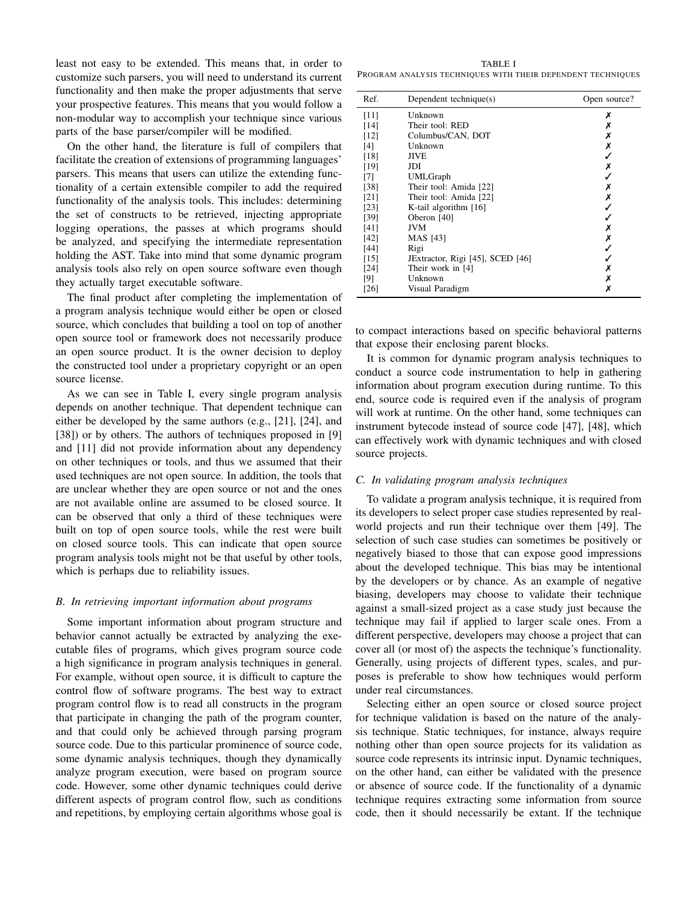least not easy to be extended. This means that, in order to customize such parsers, you will need to understand its current functionality and then make the proper adjustments that serve your prospective features. This means that you would follow a non-modular way to accomplish your technique since various parts of the base parser/compiler will be modified.

On the other hand, the literature is full of compilers that facilitate the creation of extensions of programming languages' parsers. This means that users can utilize the extending functionality of a certain extensible compiler to add the required functionality of the analysis tools. This includes: determining the set of constructs to be retrieved, injecting appropriate logging operations, the passes at which programs should be analyzed, and specifying the intermediate representation holding the AST. Take into mind that some dynamic program analysis tools also rely on open source software even though they actually target executable software.

The final product after completing the implementation of a program analysis technique would either be open or closed source, which concludes that building a tool on top of another open source tool or framework does not necessarily produce an open source product. It is the owner decision to deploy the constructed tool under a proprietary copyright or an open source license.

As we can see in Table I, every single program analysis depends on another technique. That dependent technique can either be developed by the same authors (e.g., [21], [24], and [38]) or by others. The authors of techniques proposed in [9] and [11] did not provide information about any dependency on other techniques or tools, and thus we assumed that their used techniques are not open source. In addition, the tools that are unclear whether they are open source or not and the ones are not available online are assumed to be closed source. It can be observed that only a third of these techniques were built on top of open source tools, while the rest were built on closed source tools. This can indicate that open source program analysis tools might not be that useful by other tools, which is perhaps due to reliability issues.

TABLE I
PROGRAM ANALYSIS TECHNIQUES WITH THEIR DEPENDENT TECHNIQUES

| Ref. | Dependent technique(s) | Open source? |
|---|---|---|
| [11] | Unknown | ✗ |
| [14] | Their tool: RED | ✗ |
| [12] | Columbus/CAN, DOT | ✗ |
| [4] | Unknown | ✗ |
| [18] | JIVE | ✓ |
| [19] | JDI | ✗ |
| [7] | UMLGraph | ✓ |
| [38] | Their tool: Amida [22] | ✗ |
| [21] | Their tool: Amida [22] | ✗ |
| [23] | K-tail algorithm [16] | ✓ |
| [39] | Oberon [40] | ✓ |
| [41] | JVM | ✗ |
| [42] | MAS [43] | ✗ |
| [44] | Rigi | ✓ |
| [15] | JExtractor, Rigi [45], SCED [46] | ✓ |
| [24] | Their work in [4] | ✗ |
| [9] | Unknown | ✗ |
| [26] | Visual Paradigm | ✗ |

### B. In retrieving important information about programs

Some important information about program structure and behavior cannot actually be extracted by analyzing the executable files of programs, which gives program source code a high significance in program analysis techniques in general. For example, without open source, it is difficult to capture the control flow of software programs. The best way to extract program control flow is to read all constructs in the program that participate in changing the path of the program counter, and that could only be achieved through parsing program source code. Due to this particular prominence of source code, some dynamic analysis techniques, though they dynamically analyze program execution, were based on program source code. However, some other dynamic techniques could derive different aspects of program control flow, such as conditions and repetitions, by employing certain algorithms whose goal is to compact interactions based on specific behavioral patterns that expose their enclosing parent blocks.

It is common for dynamic program analysis techniques to conduct a source code instrumentation to help in gathering information about program execution during runtime. To this end, source code is required even if the analysis of program will work at runtime. On the other hand, some techniques can instrument bytecode instead of source code [47], [48], which can effectively work with dynamic techniques and with closed source projects.

### C. In validating program analysis techniques

To validate a program analysis technique, it is required from its developers to select proper case studies represented by real-world projects and run their technique over them [49]. The selection of such case studies can sometimes be positively or negatively biased to those that can expose good impressions about the developed technique. This bias may be intentional by the developers or by chance. As an example of negative biasing, developers may choose to validate their technique against a small-sized project as a case study just because the technique may fail if applied to larger scale ones. From a different perspective, developers may choose a project that can cover all (or most of) the aspects the technique's functionality. Generally, using projects of different types, scales, and purposes is preferable to show how techniques would perform under real circumstances.

Selecting either an open source or closed source project for technique validation is based on the nature of the analysis technique. Static techniques, for instance, always require nothing other than open source projects for its validation as source code represents its intrinsic input. Dynamic techniques, on the other hand, can either be validated with the presence or absence of source code. If the functionality of a dynamic technique requires extracting some information from source code, then it should necessarily be extant. If the technique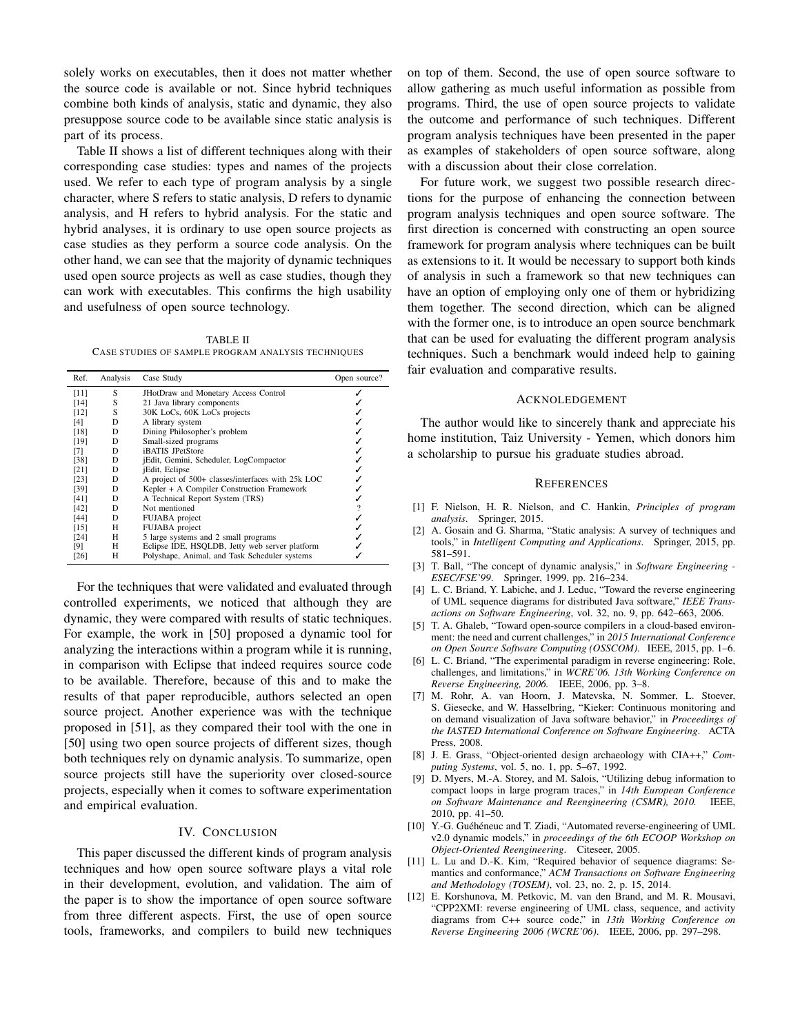solely works on executables, then it does not matter whether the source code is available or not. Since hybrid techniques combine both kinds of analysis, static and dynamic, they also presuppose source code to be available since static analysis is part of its process.

Table II shows a list of different techniques along with their corresponding case studies: types and names of the projects used. We refer to each type of program analysis by a single character, where S refers to static analysis, D refers to dynamic analysis, and H refers to hybrid analysis. For the static and hybrid analyses, it is ordinary to use open source projects as case studies as they perform a source code analysis. On the other hand, we can see that the majority of dynamic techniques used open source projects as well as case studies, though they can work with executables. This confirms the high usability and usefulness of open source technology.

TABLE II
CASE STUDIES OF SAMPLE PROGRAM ANALYSIS TECHNIQUES

| Ref. | Analysis | Case Study | Open source? |
|---|---|---|---|
| [11] | S | JHotDraw and Monetary Access Control | ✓ |
| [14] | S | 21 Java library components | ✓ |
| [12] | S | 30K LoCs, 60K LoCs projects | ✓ |
| [4] | D | A library system | ✓ |
| [18] | D | Dining Philosopher's problem | ✓ |
| [19] | D | Small-sized programs | ✓ |
| [7] | D | iBATIS JPetStore | ✓ |
| [38] | D | jEdit, Gemini, Scheduler, LogCompactor | ✓ |
| [21] | D | jEdit, Eclipse | ✓ |
| [23] | D | A project of 500+ classes/interfaces with 25k LOC | ✓ |
| [39] | D | Kepler + A Compiler Construction Framework | ✓ |
| [41] | D | A Technical Report System (TRS) | ✓ |
| [42] | D | Not mentioned | ? |
| [44] | D | FUJABA project | ✓ |
| [15] | H | FUJABA project | ✓ |
| [24] | H | 5 large systems and 2 small programs | ✓ |
| [9] | H | Eclipse IDE, HSQLDB, Jetty web server platform | ✓ |
| [26] | H | Polyshape, Animal, and Task Scheduler systems | ✓ |

For the techniques that were validated and evaluated through controlled experiments, we noticed that although they are dynamic, they were compared with results of static techniques. For example, the work in [50] proposed a dynamic tool for analyzing the interactions within a program while it is running, in comparison with Eclipse that indeed requires source code to be available. Therefore, because of this and to make the results of that paper reproducible, authors selected an open source project. Another experience was with the technique proposed in [51], as they compared their tool with the one in [50] using two open source projects of different sizes, though both techniques rely on dynamic analysis. To summarize, open source projects still have the superiority over closed-source projects, especially when it comes to software experimentation and empirical evaluation.

## IV. Conclusion

This paper discussed the different kinds of program analysis techniques and how open source software plays a vital role in their development, evolution, and validation. The aim of the paper is to show the importance of open source software from three different aspects. First, the use of open source tools, frameworks, and compilers to build new techniques on top of them. Second, the use of open source software to allow gathering as much useful information as possible from programs. Third, the use of open source projects to validate the outcome and performance of such techniques. Different program analysis techniques have been presented in the paper as examples of stakeholders of open source software, along with a discussion about their close correlation.

For future work, we suggest two possible research directions for the purpose of enhancing the connection between program analysis techniques and open source software. The first direction is concerned with constructing an open source framework for program analysis where techniques can be built as extensions to it. It would be necessary to support both kinds of analysis in such a framework so that new techniques can have an option of employing only one of them or hybridizing them together. The second direction, which can be aligned with the former one, is to introduce an open source benchmark that can be used for evaluating the different program analysis techniques. Such a benchmark would indeed help to gaining fair evaluation and comparative results.

## Acknoledgement

The author would like to sincerely thank and appreciate his home institution, Taiz University - Yemen, which donors him a scholarship to pursue his graduate studies abroad.

## References

[1] F. Nielson, H. R. Nielson, and C. Hankin, *Principles of program analysis*. Springer, 2015.

[2] A. Gosain and G. Sharma, "Static analysis: A survey of techniques and tools," in *Intelligent Computing and Applications*. Springer, 2015, pp. 581–591.

[3] T. Ball, "The concept of dynamic analysis," in *Software Engineering - ESEC/FSE'99*. Springer, 1999, pp. 216–234.

[4] L. C. Briand, Y. Labiche, and J. Leduc, "Toward the reverse engineering of UML sequence diagrams for distributed Java software," *IEEE Transactions on Software Engineering*, vol. 32, no. 9, pp. 642–663, 2006.

[5] T. A. Ghaleb, "Toward open-source compilers in a cloud-based environment: the need and current challenges," in *2015 International Conference on Open Source Software Computing (OSSCOM)*. IEEE, 2015, pp. 1–6.

[6] L. C. Briand, "The experimental paradigm in reverse engineering: Role, challenges, and limitations," in *WCRE'06. 13th Working Conference on Reverse Engineering, 2006.* IEEE, 2006, pp. 3–8.

[7] M. Rohr, A. van Hoorn, J. Matevska, N. Sommer, L. Stoever, S. Giesecke, and W. Hasselbring, "Kieker: Continuous monitoring and on demand visualization of Java software behavior," in *Proceedings of the IASTED International Conference on Software Engineering*. ACTA Press, 2008.

[8] J. E. Grass, "Object-oriented design archaeology with CIA++," *Computing Systems*, vol. 5, no. 1, pp. 5–67, 1992.

[9] D. Myers, M.-A. Storey, and M. Salois, "Utilizing debug information to compact loops in large program traces," in *14th European Conference on Software Maintenance and Reengineering (CSMR), 2010.* IEEE, 2010, pp. 41–50.

[10] Y.-G. Guéhéneuc and T. Ziadi, "Automated reverse-engineering of UML v2.0 dynamic models," in *proceedings of the 6th ECOOP Workshop on Object-Oriented Reengineering*. Citeseer, 2005.

[11] L. Lu and D.-K. Kim, "Required behavior of sequence diagrams: Semantics and conformance," *ACM Transactions on Software Engineering and Methodology (TOSEM)*, vol. 23, no. 2, p. 15, 2014.

[12] E. Korshunova, M. Petkovic, M. van den Brand, and M. R. Mousavi, "CPP2XMI: reverse engineering of UML class, sequence, and activity diagrams from C++ source code," in *13th Working Conference on Reverse Engineering 2006 (WCRE'06)*. IEEE, 2006, pp. 297–298.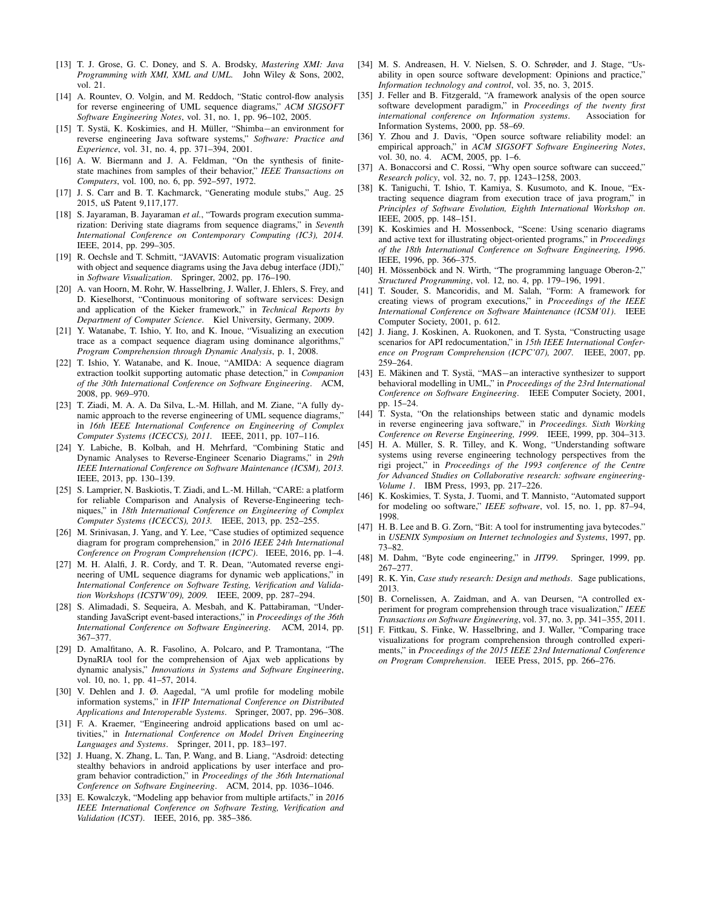[13] T. J. Grose, G. C. Doney, and S. A. Brodsky, *Mastering XMI: Java Programming with XMI, XML and UML*. John Wiley & Sons, 2002, vol. 21.

[14] A. Rountev, O. Volgin, and M. Reddoch, "Static control-flow analysis for reverse engineering of UML sequence diagrams," *ACM SIGSOFT Software Engineering Notes*, vol. 31, no. 1, pp. 96–102, 2005.

[15] T. Systä, K. Koskimies, and H. Müller, "Shimba—an environment for reverse engineering Java software systems," *Software: Practice and Experience*, vol. 31, no. 4, pp. 371–394, 2001.

[16] A. W. Biermann and J. A. Feldman, "On the synthesis of finite-state machines from samples of their behavior," *IEEE Transactions on Computers*, vol. 100, no. 6, pp. 592–597, 1972.

[17] J. S. Carr and B. T. Kachmarck, "Generating module stubs," Aug. 25 2015, uS Patent 9,117,177.

[18] S. Jayaraman, B. Jayaraman *et al.*, "Towards program execution summarization: Deriving state diagrams from sequence diagrams," in *Seventh International Conference on Contemporary Computing (IC3), 2014.* IEEE, 2014, pp. 299–305.

[19] R. Oechsle and T. Schmitt, "JAVAVIS: Automatic program visualization with object and sequence diagrams using the Java debug interface (JDI)," in *Software Visualization*. Springer, 2002, pp. 176–190.

[20] A. van Hoorn, M. Rohr, W. Hasselbring, J. Waller, J. Ehlers, S. Frey, and D. Kieselhorst, "Continuous monitoring of software services: Design and application of the Kieker framework," in *Technical Reports by Department of Computer Science*. Kiel University, Germany, 2009.

[21] Y. Watanabe, T. Ishio, Y. Ito, and K. Inoue, "Visualizing an execution trace as a compact sequence diagram using dominance algorithms," *Program Comprehension through Dynamic Analysis*, p. 1, 2008.

[22] T. Ishio, Y. Watanabe, and K. Inoue, "AMIDA: A sequence diagram extraction toolkit supporting automatic phase detection," in *Companion of the 30th International Conference on Software Engineering*. ACM, 2008, pp. 969–970.

[23] T. Ziadi, M. A. A. Da Silva, L.-M. Hillah, and M. Ziane, "A fully dynamic approach to the reverse engineering of UML sequence diagrams," in *16th IEEE International Conference on Engineering of Complex Computer Systems (ICECCS), 2011.* IEEE, 2011, pp. 107–116.

[24] Y. Labiche, B. Kolbah, and H. Mehrfard, "Combining Static and Dynamic Analyses to Reverse-Engineer Scenario Diagrams," in *29th IEEE International Conference on Software Maintenance (ICSM), 2013.* IEEE, 2013, pp. 130–139.

[25] S. Lamprier, N. Baskiotis, T. Ziadi, and L.-M. Hillah, "CARE: a platform for reliable Comparison and Analysis of Reverse-Engineering techniques," in *18th International Conference on Engineering of Complex Computer Systems (ICECCS), 2013.* IEEE, 2013, pp. 252–255.

[26] M. Srinivasan, J. Yang, and Y. Lee, "Case studies of optimized sequence diagram for program comprehension," in *2016 IEEE 24th International Conference on Program Comprehension (ICPC)*. IEEE, 2016, pp. 1–4.

[27] M. H. Alalfi, J. R. Cordy, and T. R. Dean, "Automated reverse engineering of UML sequence diagrams for dynamic web applications," in *International Conference on Software Testing, Verification and Validation Workshops (ICSTW'09), 2009.* IEEE, 2009, pp. 287–294.

[28] S. Alimadadi, S. Sequeira, A. Mesbah, and K. Pattabiraman, "Understanding JavaScript event-based interactions," in *Proceedings of the 36th International Conference on Software Engineering*. ACM, 2014, pp. 367–377.

[29] D. Amalfitano, A. R. Fasolino, A. Polcaro, and P. Tramontana, "The DynaRIA tool for the comprehension of Ajax web applications by dynamic analysis," *Innovations in Systems and Software Engineering*, vol. 10, no. 1, pp. 41–57, 2014.

[30] V. Dehlen and J. Ø. Aagedal, "A uml profile for modeling mobile information systems," in *IFIP International Conference on Distributed Applications and Interoperable Systems*. Springer, 2007, pp. 296–308.

[31] F. A. Kraemer, "Engineering android applications based on uml activities," in *International Conference on Model Driven Engineering Languages and Systems*. Springer, 2011, pp. 183–197.

[32] J. Huang, X. Zhang, L. Tan, P. Wang, and B. Liang, "Asdroid: detecting stealthy behaviors in android applications by user interface and program behavior contradiction," in *Proceedings of the 36th International Conference on Software Engineering*. ACM, 2014, pp. 1036–1046.

[33] E. Kowalczyk, "Modeling app behavior from multiple artifacts," in *2016 IEEE International Conference on Software Testing, Verification and Validation (ICST)*. IEEE, 2016, pp. 385–386.

[34] M. S. Andreasen, H. V. Nielsen, S. O. Schrøder, and J. Stage, "Usability in open source software development: Opinions and practice," *Information technology and control*, vol. 35, no. 3, 2015.

[35] J. Feller and B. Fitzgerald, "A framework analysis of the open source software development paradigm," in *Proceedings of the twenty first international conference on Information systems*. Association for Information Systems, 2000, pp. 58–69.

[36] Y. Zhou and J. Davis, "Open source software reliability model: an empirical approach," in *ACM SIGSOFT Software Engineering Notes*, vol. 30, no. 4. ACM, 2005, pp. 1–6.

[37] A. Bonaccorsi and C. Rossi, "Why open source software can succeed," *Research policy*, vol. 32, no. 7, pp. 1243–1258, 2003.

[38] K. Taniguchi, T. Ishio, T. Kamiya, S. Kusumoto, and K. Inoue, "Extracting sequence diagram from execution trace of java program," in *Principles of Software Evolution, Eighth International Workshop on*. IEEE, 2005, pp. 148–151.

[39] K. Koskimies and H. Mossenbock, "Scene: Using scenario diagrams and active text for illustrating object-oriented programs," in *Proceedings of the 18th International Conference on Software Engineering, 1996*. IEEE, 1996, pp. 366–375.

[40] H. Mössenböck and N. Wirth, "The programming language Oberon-2," *Structured Programming*, vol. 12, no. 4, pp. 179–196, 1991.

[41] T. Souder, S. Mancoridis, and M. Salah, "Form: A framework for creating views of program executions," in *Proceedings of the IEEE International Conference on Software Maintenance (ICSM'01)*. IEEE Computer Society, 2001, p. 612.

[42] J. Jiang, J. Koskinen, A. Ruokonen, and T. Systa, "Constructing usage scenarios for API redocumentation," in *15th IEEE International Conference on Program Comprehension (ICPC'07), 2007.* IEEE, 2007, pp. 259–264.

[43] E. Mäkinen and T. Systä, "MAS—an interactive synthesizer to support behavioral modelling in UML," in *Proceedings of the 23rd International Conference on Software Engineering*. IEEE Computer Society, 2001, pp. 15–24.

[44] T. Systa, "On the relationships between static and dynamic models in reverse engineering java software," in *Proceedings. Sixth Working Conference on Reverse Engineering, 1999*. IEEE, 1999, pp. 304–313.

[45] H. A. Müller, S. R. Tilley, and K. Wong, "Understanding software systems using reverse engineering technology perspectives from the rigi project," in *Proceedings of the 1993 conference of the Centre for Advanced Studies on Collaborative research: software engineering-Volume 1*. IBM Press, 1993, pp. 217–226.

[46] K. Koskimies, T. Systa, J. Tuomi, and T. Mannisto, "Automated support for modeling oo software," *IEEE software*, vol. 15, no. 1, pp. 87–94, 1998.

[47] H. B. Lee and B. G. Zorn, "Bit: A tool for instrumenting java bytecodes." in *USENIX Symposium on Internet technologies and Systems*, 1997, pp. 73–82.

[48] M. Dahm, "Byte code engineering," in *JIT99*. Springer, 1999, pp. 267–277.

[49] R. K. Yin, *Case study research: Design and methods*. Sage publications, 2013.

[50] B. Cornelissen, A. Zaidman, and A. van Deursen, "A controlled experiment for program comprehension through trace visualization," *IEEE Transactions on Software Engineering*, vol. 37, no. 3, pp. 341–355, 2011.

[51] F. Fittkau, S. Finke, W. Hasselbring, and J. Waller, "Comparing trace visualizations for program comprehension through controlled experiments," in *Proceedings of the 2015 IEEE 23rd International Conference on Program Comprehension*. IEEE Press, 2015, pp. 266–276.